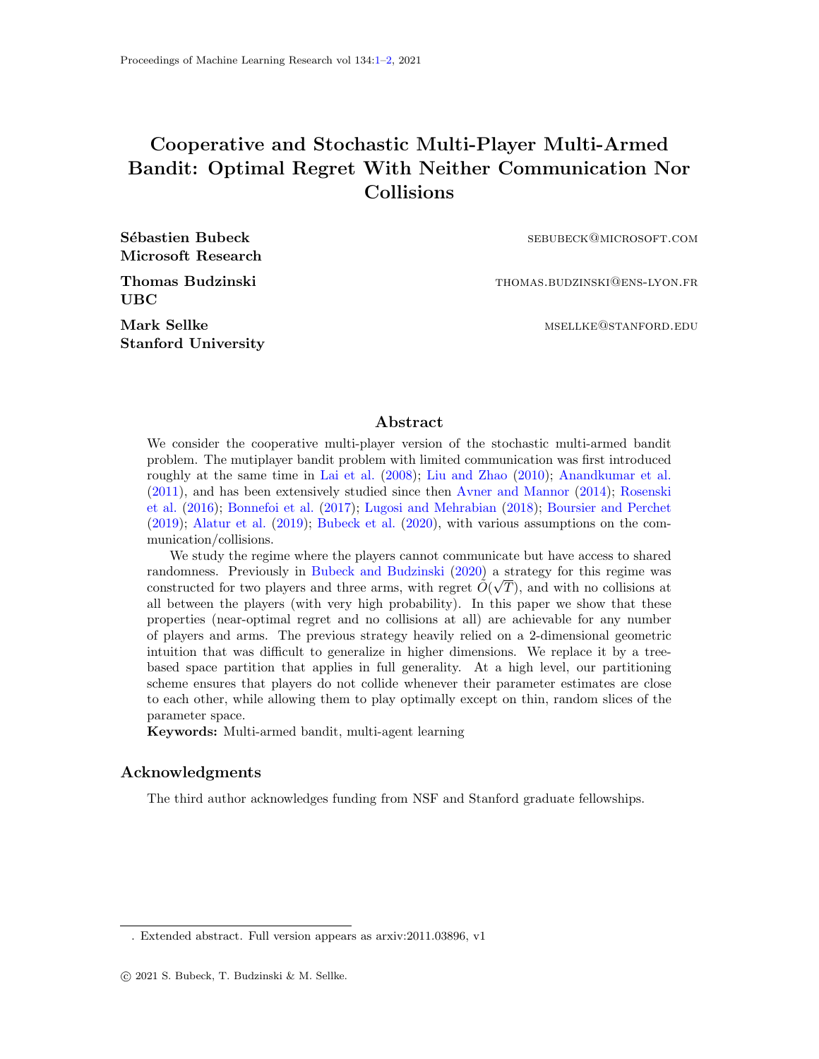# Cooperative and Stochastic Multi-Player Multi-Armed Bandit: Optimal Regret With Neither Communication Nor Collisions

**Sébastien Bubeck** SEBUBECK@MICROSOFT.COM
**Microsoft Research**

**Thomas Budzinski** THOMAS.BUDZINSKI@ENS-LYON.FR
**UBC**

**Mark Sellke** MSELLKE@STANFORD.EDU
**Stanford University**

## Abstract

We consider the cooperative multi-player version of the stochastic multi-armed bandit problem. The mutiplayer bandit problem with limited communication was first introduced roughly at the same time in Lai et al. (2008); Liu and Zhao (2010); Anandkumar et al. (2011), and has been extensively studied since then Avner and Mannor (2014); Rosenski et al. (2016); Bonnefoi et al. (2017); Lugosi and Mehrabian (2018); Boursier and Perchet (2019); Alatur et al. (2019); Bubeck et al. (2020), with various assumptions on the communication/collisions.

We study the regime where the players cannot communicate but have access to shared randomness. Previously in Bubeck and Budzinski (2020) a strategy for this regime was constructed for two players and three arms, with regret $\tilde{O}(\sqrt{T})$, and with no collisions at all between the players (with very high probability). In this paper we show that these properties (near-optimal regret and no collisions at all) are achievable for any number of players and arms. The previous strategy heavily relied on a 2-dimensional geometric intuition that was difficult to generalize in higher dimensions. We replace it by a tree-based space partition that applies in full generality. At a high level, our partitioning scheme ensures that players do not collide whenever their parameter estimates are close to each other, while allowing them to play optimally except on thin, random slices of the parameter space.

**Keywords:** Multi-armed bandit, multi-agent learning

## Acknowledgments

The third author acknowledges funding from NSF and Stanford graduate fellowships.

. Extended abstract. Full version appears as arxiv:2011.03896, v1

© 2021 S. Bubeck, T. Budzinski & M. Sellke.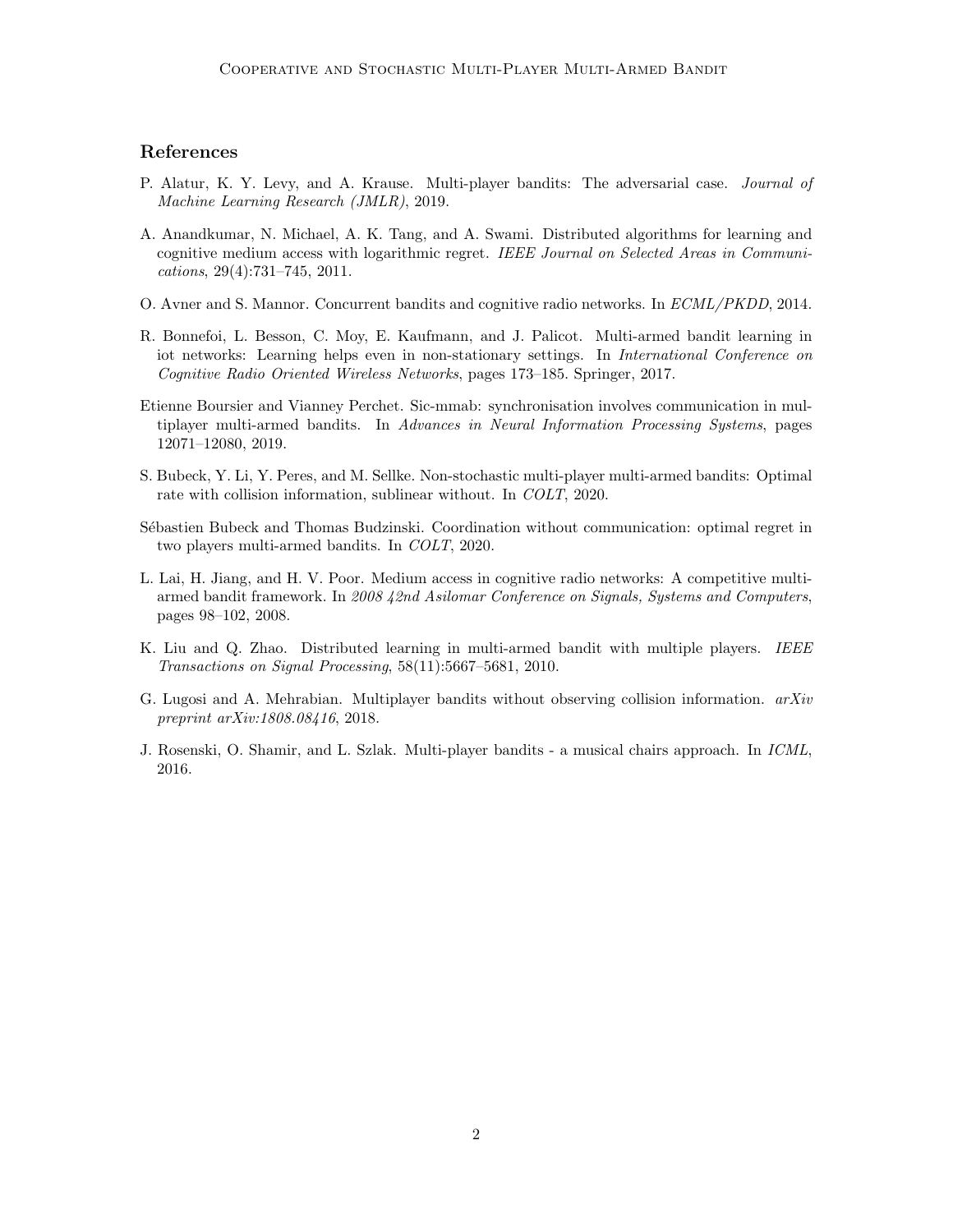## References

P. Alatur, K. Y. Levy, and A. Krause. Multi-player bandits: The adversarial case. *Journal of Machine Learning Research (JMLR)*, 2019.

A. Anandkumar, N. Michael, A. K. Tang, and A. Swami. Distributed algorithms for learning and cognitive medium access with logarithmic regret. *IEEE Journal on Selected Areas in Communications*, 29(4):731–745, 2011.

O. Avner and S. Mannor. Concurrent bandits and cognitive radio networks. In *ECML/PKDD*, 2014.

R. Bonnefoi, L. Besson, C. Moy, E. Kaufmann, and J. Palicot. Multi-armed bandit learning in iot networks: Learning helps even in non-stationary settings. In *International Conference on Cognitive Radio Oriented Wireless Networks*, pages 173–185. Springer, 2017.

Etienne Boursier and Vianney Perchet. Sic-mmab: synchronisation involves communication in multiplayer multi-armed bandits. In *Advances in Neural Information Processing Systems*, pages 12071–12080, 2019.

S. Bubeck, Y. Li, Y. Peres, and M. Sellke. Non-stochastic multi-player multi-armed bandits: Optimal rate with collision information, sublinear without. In *COLT*, 2020.

Sébastien Bubeck and Thomas Budzinski. Coordination without communication: optimal regret in two players multi-armed bandits. In *COLT*, 2020.

L. Lai, H. Jiang, and H. V. Poor. Medium access in cognitive radio networks: A competitive multi-armed bandit framework. In *2008 42nd Asilomar Conference on Signals, Systems and Computers*, pages 98–102, 2008.

K. Liu and Q. Zhao. Distributed learning in multi-armed bandit with multiple players. *IEEE Transactions on Signal Processing*, 58(11):5667–5681, 2010.

G. Lugosi and A. Mehrabian. Multiplayer bandits without observing collision information. *arXiv preprint arXiv:1808.08416*, 2018.

J. Rosenski, O. Shamir, and L. Szlak. Multi-player bandits - a musical chairs approach. In *ICML*, 2016.